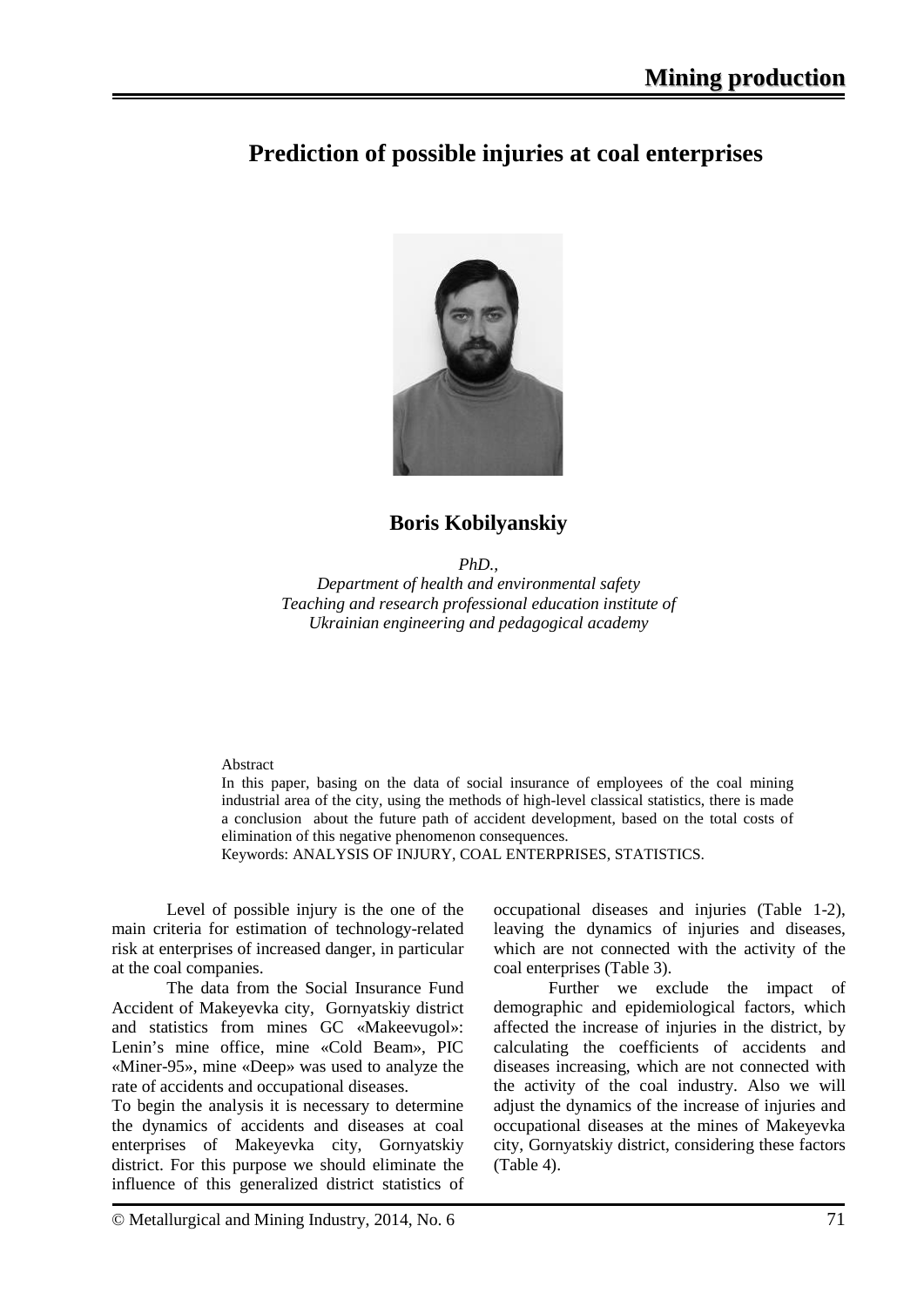# Prediction of possible injuries at coal enterprises

**Boris Kobilyanskiy**

*PhD.,*
*Department of health and environmental safety*
*Teaching and research professional education institute of*
*Ukrainian engineering and pedagogical academy*

Abstract

In this paper, basing on the data of social insurance of employees of the coal mining industrial area of the city, using the methods of high-level classical statistics, there is made a conclusion about the future path of accident development, based on the total costs of elimination of this negative phenomenon consequences.

Keywords: ANALYSIS OF INJURY, COAL ENTERPRISES, STATISTICS.

Level of possible injury is the one of the main criteria for estimation of technology-related risk at enterprises of increased danger, in particular at the coal companies.

The data from the Social Insurance Fund Accident of Makeyevka city, Gornyatskiy district and statistics from mines GC «Makeevugol»: Lenin's mine office, mine «Cold Beam», PIC «Miner-95», mine «Deep» was used to analyze the rate of accidents and occupational diseases.

To begin the analysis it is necessary to determine the dynamics of accidents and diseases at coal enterprises of Makeyevka city, Gornyatskiy district. For this purpose we should eliminate the influence of this generalized district statistics of occupational diseases and injuries (Table 1-2), leaving the dynamics of injuries and diseases, which are not connected with the activity of the coal enterprises (Table 3).

Further we exclude the impact of demographic and epidemiological factors, which affected the increase of injuries in the district, by calculating the coefficients of accidents and diseases increasing, which are not connected with the activity of the coal industry. Also we will adjust the dynamics of the increase of injuries and occupational diseases at the mines of Makeyevka city, Gornyatskiy district, considering these factors (Table 4).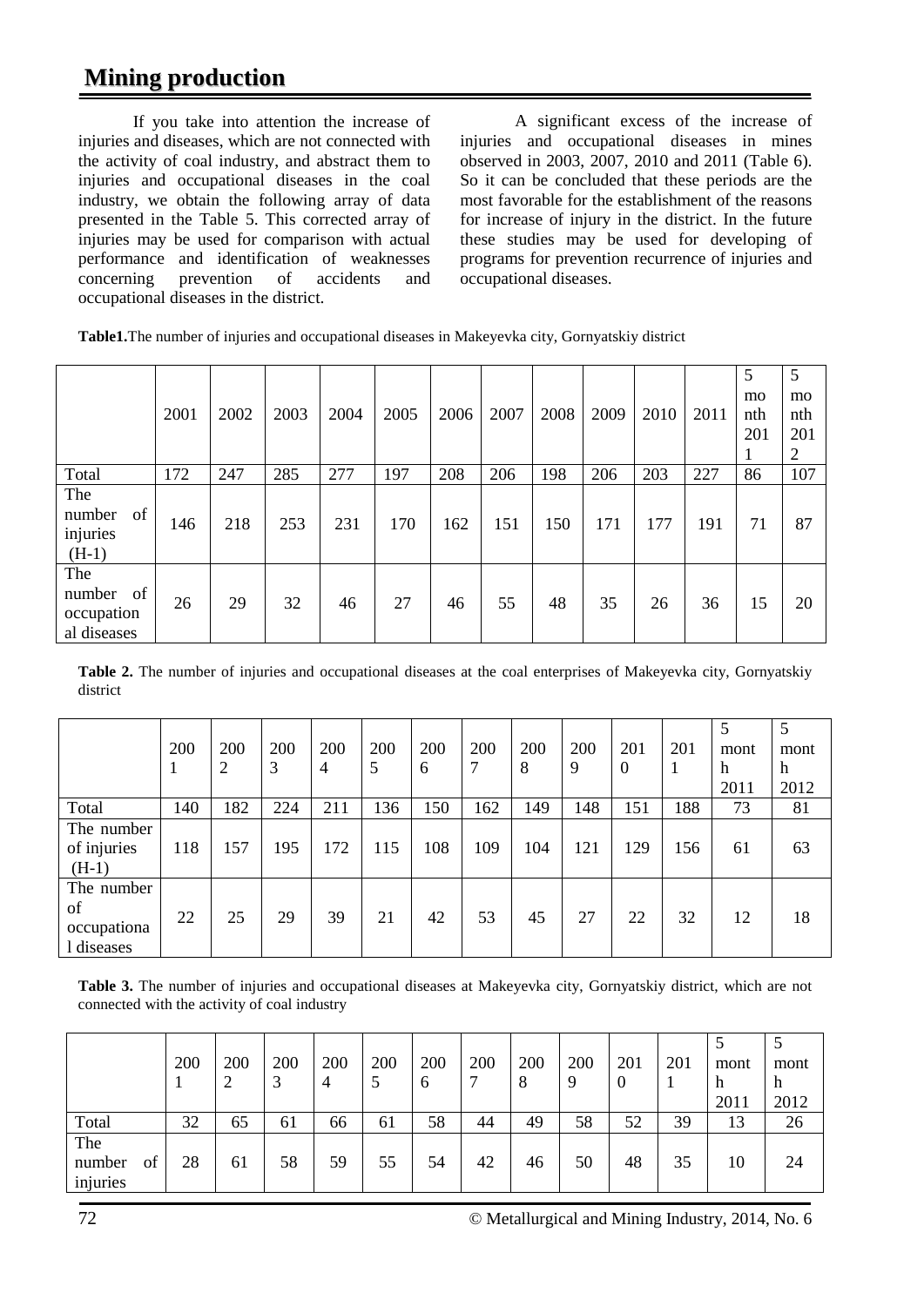If you take into attention the increase of injuries and diseases, which are not connected with the activity of coal industry, and abstract them to injuries and occupational diseases in the coal industry, we obtain the following array of data presented in the Table 5. This corrected array of injuries may be used for comparison with actual performance and identification of weaknesses concerning prevention of accidents and occupational diseases in the district.

A significant excess of the increase of injuries and occupational diseases in mines observed in 2003, 2007, 2010 and 2011 (Table 6). So it can be concluded that these periods are the most favorable for the establishment of the reasons for increase of injury in the district. In the future these studies may be used for developing of programs for prevention recurrence of injuries and occupational diseases.

**Table1.** The number of injuries and occupational diseases in Makeyevka city, Gornyatskiy district

| | 2001 | 2002 | 2003 | 2004 | 2005 | 2006 | 2007 | 2008 | 2009 | 2010 | 2011 | 5 month 2011 | 5 month 2012 |
|---|---|---|---|---|---|---|---|---|---|---|---|---|---|
| Total | 172 | 247 | 285 | 277 | 197 | 208 | 206 | 198 | 206 | 203 | 227 | 86 | 107 |
| The number of injuries (H-1) | 146 | 218 | 253 | 231 | 170 | 162 | 151 | 150 | 171 | 177 | 191 | 71 | 87 |
| The number of occupational diseases | 26 | 29 | 32 | 46 | 27 | 46 | 55 | 48 | 35 | 26 | 36 | 15 | 20 |

**Table 2.** The number of injuries and occupational diseases at the coal enterprises of Makeyevka city, Gornyatskiy district

| | 2001 | 2002 | 2003 | 2004 | 2005 | 2006 | 2007 | 2008 | 2009 | 2010 | 2011 | 5 month 2011 | 5 month 2012 |
|---|---|---|---|---|---|---|---|---|---|---|---|---|---|
| Total | 140 | 182 | 224 | 211 | 136 | 150 | 162 | 149 | 148 | 151 | 188 | 73 | 81 |
| The number of injuries (H-1) | 118 | 157 | 195 | 172 | 115 | 108 | 109 | 104 | 121 | 129 | 156 | 61 | 63 |
| The number of occupational diseases | 22 | 25 | 29 | 39 | 21 | 42 | 53 | 45 | 27 | 22 | 32 | 12 | 18 |

**Table 3.** The number of injuries and occupational diseases at Makeyevka city, Gornyatskiy district, which are not connected with the activity of coal industry

| | 2001 | 2002 | 2003 | 2004 | 2005 | 2006 | 2007 | 2008 | 2009 | 2010 | 2011 | 5 month 2011 | 5 month 2012 |
|---|---|---|---|---|---|---|---|---|---|---|---|---|---|
| Total | 32 | 65 | 61 | 66 | 61 | 58 | 44 | 49 | 58 | 52 | 39 | 13 | 26 |
| The number of injuries | 28 | 61 | 58 | 59 | 55 | 54 | 42 | 46 | 50 | 48 | 35 | 10 | 24 |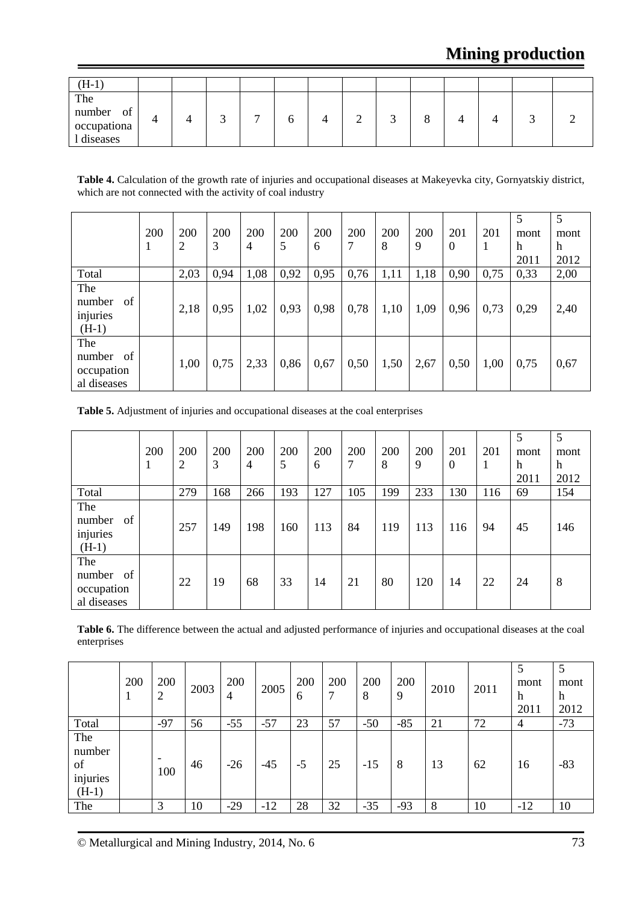| (H-1) | | | | | | | | | | | | | |
|---|---|---|---|---|---|---|---|---|---|---|---|---|---|
| The number of occupational diseases | 4 | 4 | 3 | 7 | 6 | 4 | 2 | 3 | 8 | 4 | 4 | 3 | 2 |

**Table 4.** Calculation of the growth rate of injuries and occupational diseases at Makeyevka city, Gornyatskiy district, which are not connected with the activity of coal industry

| | 2001 | 2002 | 2003 | 2004 | 2005 | 2006 | 2007 | 2008 | 2009 | 2010 | 2011 | 5 month 2011 | 5 month 2012 |
|---|---|---|---|---|---|---|---|---|---|---|---|---|---|
| Total | | 2,03 | 0,94 | 1,08 | 0,92 | 0,95 | 0,76 | 1,11 | 1,18 | 0,90 | 0,75 | 0,33 | 2,00 |
| The number of injuries (H-1) | | 2,18 | 0,95 | 1,02 | 0,93 | 0,98 | 0,78 | 1,10 | 1,09 | 0,96 | 0,73 | 0,29 | 2,40 |
| The number of occupational diseases | | 1,00 | 0,75 | 2,33 | 0,86 | 0,67 | 0,50 | 1,50 | 2,67 | 0,50 | 1,00 | 0,75 | 0,67 |

**Table 5.** Adjustment of injuries and occupational diseases at the coal enterprises

| | 2001 | 2002 | 2003 | 2004 | 2005 | 2006 | 2007 | 2008 | 2009 | 2010 | 2011 | 5 month 2011 | 5 month 2012 |
|---|---|---|---|---|---|---|---|---|---|---|---|---|---|
| Total | | 279 | 168 | 266 | 193 | 127 | 105 | 199 | 233 | 130 | 116 | 69 | 154 |
| The number of injuries (H-1) | | 257 | 149 | 198 | 160 | 113 | 84 | 119 | 113 | 116 | 94 | 45 | 146 |
| The number of occupational diseases | | 22 | 19 | 68 | 33 | 14 | 21 | 80 | 120 | 14 | 22 | 24 | 8 |

**Table 6.** The difference between the actual and adjusted performance of injuries and occupational diseases at the coal enterprises

| | 2001 | 2002 | 2003 | 2004 | 2005 | 2006 | 2007 | 2008 | 2009 | 2010 | 2011 | 5 month 2011 | 5 month 2012 |
|---|---|---|---|---|---|---|---|---|---|---|---|---|---|
| Total | | -97 | 56 | -55 | -57 | 23 | 57 | -50 | -85 | 21 | 72 | 4 | -73 |
| The number of injuries (H-1) | | -100 | 46 | -26 | -45 | -5 | 25 | -15 | 8 | 13 | 62 | 16 | -83 |
| The | | 3 | 10 | -29 | -12 | 28 | 32 | -35 | -93 | 8 | 10 | -12 | 10 |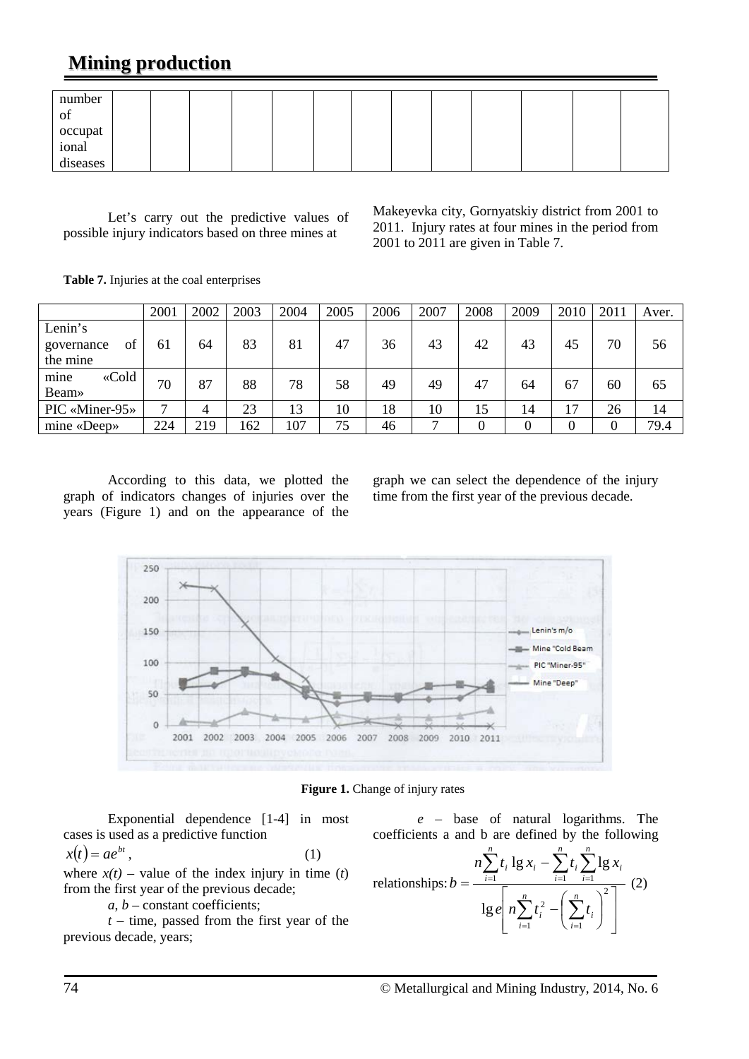| number of occupational diseases | | | | | | | | | | | | | |
|---|---|---|---|---|---|---|---|---|---|---|---|---|---|

Let's carry out the predictive values of possible injury indicators based on three mines at Makeyevka city, Gornyatskiy district from 2001 to 2011. Injury rates at four mines in the period from 2001 to 2011 are given in Table 7.

**Table 7.** Injuries at the coal enterprises

| | 2001 | 2002 | 2003 | 2004 | 2005 | 2006 | 2007 | 2008 | 2009 | 2010 | 2011 | Aver. |
|---|---|---|---|---|---|---|---|---|---|---|---|---|
| Lenin's governance of the mine | 61 | 64 | 83 | 81 | 47 | 36 | 43 | 42 | 43 | 45 | 70 | 56 |
| mine «Cold Beam» | 70 | 87 | 88 | 78 | 58 | 49 | 49 | 47 | 64 | 67 | 60 | 65 |
| PIC «Miner-95» | 7 | 4 | 23 | 13 | 10 | 18 | 10 | 15 | 14 | 17 | 26 | 14 |
| mine «Deep» | 224 | 219 | 162 | 107 | 75 | 46 | 7 | 0 | 0 | 0 | 0 | 79.4 |

According to this data, we plotted the graph of indicators changes of injuries over the years (Figure 1) and on the appearance of the graph we can select the dependence of the injury time from the first year of the previous decade.

**Figure 1.** Change of injury rates

Exponential dependence [1-4] in most cases is used as a predictive function

$$x(t) = ae^{bt}, \tag{1}$$

where $x(t)$ – value of the index injury in time ($t$) from the first year of the previous decade;

$a$, $b$ – constant coefficients;

$t$ – time, passed from the first year of the previous decade, years;

$e$ – base of natural logarithms. The coefficients a and b are defined by the following relationships:

$$b = \frac{n\sum_{i=1}^{n} t_i \lg x_i - \sum_{i=1}^{n} t_i \sum_{i=1}^{n} \lg x_i}{\lg e \left[ n\sum_{i=1}^{n} t_i^2 - \left( \sum_{i=1}^{n} t_i \right)^2 \right]} \tag{2}$$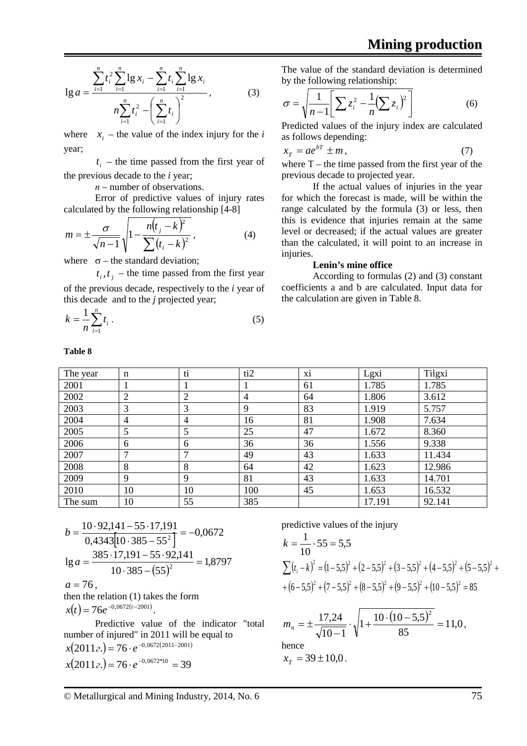$$\lg a = \frac{\sum_{i=1}^{n} t_i^2 \sum_{i=1}^{n} \lg x_i - \sum_{i=1}^{n} t_i \sum_{i=1}^{n} \lg x_i}{n\sum_{i=1}^{n} t_i^2 - \left(\sum_{i=1}^{n} t_i\right)^2}, \qquad (3)$$

where $x_i$ – the value of the index injury for the *i* year;

$t_i$ – the time passed from the first year of the previous decade to the *i* year;

*n* – number of observations.

Error of predictive values of injury rates calculated by the following relationship [4-8]

$$m = \pm \frac{\sigma}{\sqrt{n-1}} \sqrt{1 - \frac{n(t_j - k)^2}{\sum (t_i - k)^2}}, \qquad (4)$$

where $\sigma$ – the standard deviation;

$t_i, t_j$ – the time passed from the first year of the previous decade, respectively to the *i* year of this decade and to the *j* projected year;

$$k = \frac{1}{n}\sum_{i=1}^{n} t_i. \qquad (5)$$

The value of the standard deviation is determined by the following relationship:

$$\sigma = \sqrt{\frac{1}{n-1}\left[\sum z_i^2 - \frac{1}{n}\left(\sum z_i\right)^2\right]} \qquad (6)$$

Predicted values of the injury index are calculated as follows depending:

$$x_T = ae^{bT} \pm m, \qquad (7)$$

where T – the time passed from the first year of the previous decade to projected year.

If the actual values of injuries in the year for which the forecast is made, will be within the range calculated by the formula (3) or less, then this is evidence that injuries remain at the same level or decreased; if the actual values are greater than the calculated, it will point to an increase in injuries.

**Lenin's mine office**

According to formulas (2) and (3) constant coefficients a and b are calculated. Input data for the calculation are given in Table 8.

**Table 8**

| The year | n | ti | ti2 | xi | Lgxi | Tilgxi |
|---|---|---|---|---|---|---|
| 2001 | 1 | 1 | 1 | 61 | 1.785 | 1.785 |
| 2002 | 2 | 2 | 4 | 64 | 1.806 | 3.612 |
| 2003 | 3 | 3 | 9 | 83 | 1.919 | 5.757 |
| 2004 | 4 | 4 | 16 | 81 | 1.908 | 7.634 |
| 2005 | 5 | 5 | 25 | 47 | 1.672 | 8.360 |
| 2006 | 6 | 6 | 36 | 36 | 1.556 | 9.338 |
| 2007 | 7 | 7 | 49 | 43 | 1.633 | 11.434 |
| 2008 | 8 | 8 | 64 | 42 | 1.623 | 12.986 |
| 2009 | 9 | 9 | 81 | 43 | 1.633 | 14.701 |
| 2010 | 10 | 10 | 100 | 45 | 1.653 | 16.532 |
| The sum | 10 | 55 | 385 | | 17.191 | 92.141 |

$$b = \frac{10 \cdot 92{,}141 - 55 \cdot 17{,}191}{0{,}4343\left[10 \cdot 385 - 55^2\right]} = -0{,}0672$$

$$\lg a = \frac{385 \cdot 17{,}191 - 55 \cdot 92{,}141}{10 \cdot 385 - (55)^2} = 1{,}8797$$

$a = 76$,

then the relation (1) takes the form

$x(t) = 76e^{-0{,}0672(t-2001)}$.

Predictive value of the indicator "total number of injured" in 2011 will be equal to

$$x(2011г.) = 76 \cdot e^{-0{,}0672(2011-2001)}$$

$$x(2011г.) = 76 \cdot e^{-0{,}0672*10} = 39$$

predictive values of the injury

$$k = \frac{1}{10} \cdot 55 = 5{,}5$$

$$\sum(t_i - k)^2 = (1-5{,}5)^2 + (2-5{,}5)^2 + (3-5{,}5)^2 + (4-5{,}5)^2 + (5-5{,}5)^2 + (6-5{,}5)^2 + (7-5{,}5)^2 + (8-5{,}5)^2 + (9-5{,}5)^2 + (10-5{,}5)^2 = 85$$

$$m_n = \pm \frac{17{,}24}{\sqrt{10-1}} \cdot \sqrt{1 + \frac{10 \cdot (10-5{,}5)^2}{85}} = 11{,}0,$$

hence

$x_T = 39 \pm 10{,}0$.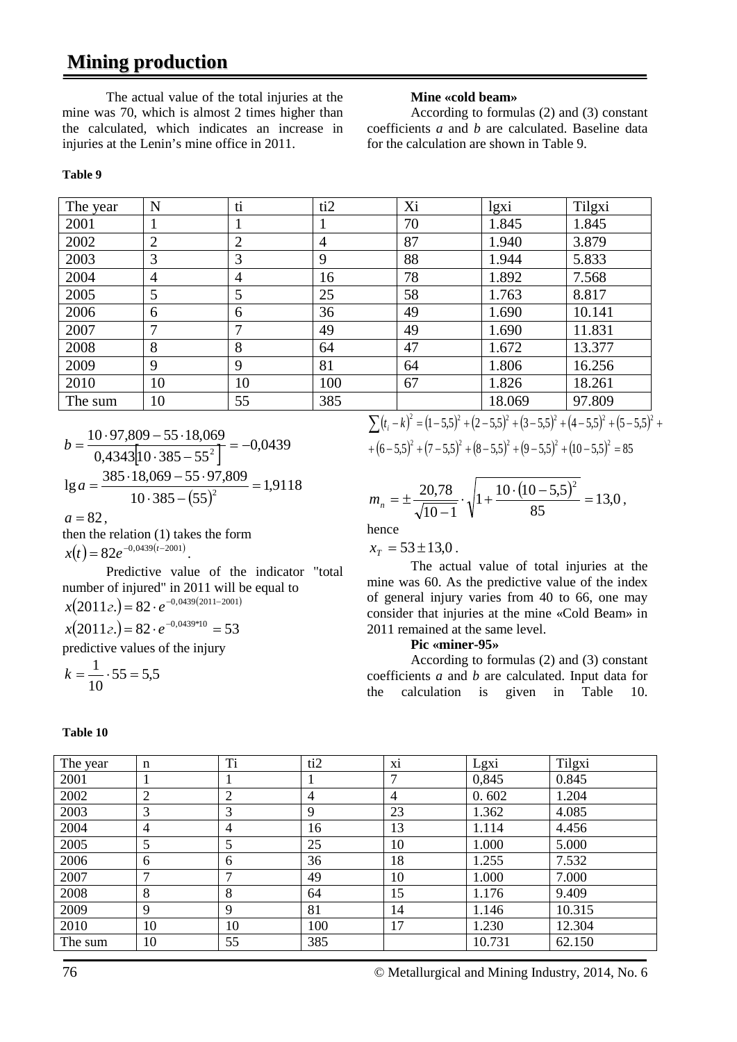The actual value of the total injuries at the mine was 70, which is almost 2 times higher than the calculated, which indicates an increase in injuries at the Lenin's mine office in 2011.

**Mine «cold beam»**

According to formulas (2) and (3) constant coefficients *a* and *b* are calculated. Baseline data for the calculation are shown in Table 9.

**Table 9**

| The year | N | ti | ti2 | Xi | lgxi | Tilgxi |
|---|---|---|---|---|---|---|
| 2001 | 1 | 1 | 1 | 70 | 1.845 | 1.845 |
| 2002 | 2 | 2 | 4 | 87 | 1.940 | 3.879 |
| 2003 | 3 | 3 | 9 | 88 | 1.944 | 5.833 |
| 2004 | 4 | 4 | 16 | 78 | 1.892 | 7.568 |
| 2005 | 5 | 5 | 25 | 58 | 1.763 | 8.817 |
| 2006 | 6 | 6 | 36 | 49 | 1.690 | 10.141 |
| 2007 | 7 | 7 | 49 | 49 | 1.690 | 11.831 |
| 2008 | 8 | 8 | 64 | 47 | 1.672 | 13.377 |
| 2009 | 9 | 9 | 81 | 64 | 1.806 | 16.256 |
| 2010 | 10 | 10 | 100 | 67 | 1.826 | 18.261 |
| The sum | 10 | 55 | 385 | | 18.069 | 97.809 |

$$b = \frac{10 \cdot 97{,}809 - 55 \cdot 18{,}069}{0{,}4343\left[10 \cdot 385 - 55^2\right]} = -0{,}0439$$

$$\lg a = \frac{385 \cdot 18{,}069 - 55 \cdot 97{,}809}{10 \cdot 385 - (55)^2} = 1{,}9118$$

$a = 82$,

then the relation (1) takes the form

$x(t) = 82e^{-0{,}0439(t-2001)}$.

Predictive value of the indicator "total number of injured" in 2011 will be equal to

$$x(2011г.) = 82 \cdot e^{-0{,}0439(2011-2001)}$$

$$x(2011г.) = 82 \cdot e^{-0{,}0439*10} = 53$$

predictive values of the injury

$$k = \frac{1}{10} \cdot 55 = 5{,}5$$

$$\sum (t_i - k)^2 = (1-5{,}5)^2 + (2-5{,}5)^2 + (3-5{,}5)^2 + (4-5{,}5)^2 + (5-5{,}5)^2 + (6-5{,}5)^2 + (7-5{,}5)^2 + (8-5{,}5)^2 + (9-5{,}5)^2 + (10-5{,}5)^2 = 85$$

$$m_n = \pm \frac{20{,}78}{\sqrt{10-1}} \cdot \sqrt{1 + \frac{10 \cdot (10-5{,}5)^2}{85}} = 13{,}0,$$

hence

$x_T = 53 \pm 13{,}0$.

The actual value of total injuries at the mine was 60. As the predictive value of the index of general injury varies from 40 to 66, one may consider that injuries at the mine «Cold Beam» in 2011 remained at the same level.

**Pic «miner-95»**

According to formulas (2) and (3) constant coefficients *a* and *b* are calculated. Input data for the calculation is given in Table 10.

**Table 10**

| The year | n | Ti | ti2 | xi | Lgxi | Tilgxi |
|---|---|---|---|---|---|---|
| 2001 | 1 | 1 | 1 | 7 | 0,845 | 0.845 |
| 2002 | 2 | 2 | 4 | 4 | 0. 602 | 1.204 |
| 2003 | 3 | 3 | 9 | 23 | 1.362 | 4.085 |
| 2004 | 4 | 4 | 16 | 13 | 1.114 | 4.456 |
| 2005 | 5 | 5 | 25 | 10 | 1.000 | 5.000 |
| 2006 | 6 | 6 | 36 | 18 | 1.255 | 7.532 |
| 2007 | 7 | 7 | 49 | 10 | 1.000 | 7.000 |
| 2008 | 8 | 8 | 64 | 15 | 1.176 | 9.409 |
| 2009 | 9 | 9 | 81 | 14 | 1.146 | 10.315 |
| 2010 | 10 | 10 | 100 | 17 | 1.230 | 12.304 |
| The sum | 10 | 55 | 385 | | 10.731 | 62.150 |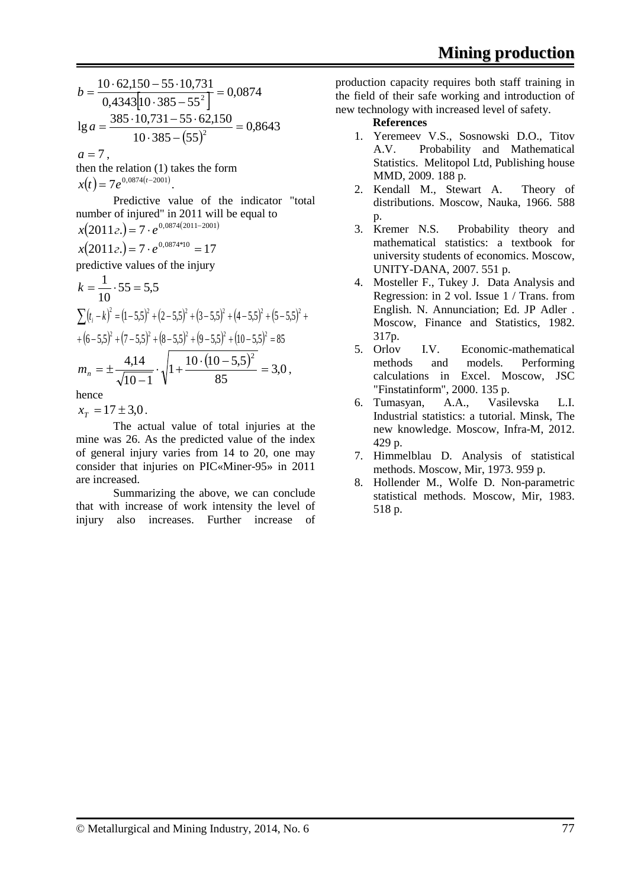$$b = \frac{10 \cdot 62{,}150 - 55 \cdot 10{,}731}{0{,}4343\left[10 \cdot 385 - 55^2\right]} = 0{,}0874$$

$$\lg a = \frac{385 \cdot 10{,}731 - 55 \cdot 62{,}150}{10 \cdot 385 - (55)^2} = 0{,}8643$$

$a = 7$,

then the relation (1) takes the form

$x(t) = 7e^{0{,}0874(t-2001)}$.

Predictive value of the indicator "total number of injured" in 2011 will be equal to

$$x(2011г.) = 7 \cdot e^{0{,}0874(2011-2001)}$$

$$x(2011г.) = 7 \cdot e^{0{,}0874*10} = 17$$

predictive values of the injury

$$k = \frac{1}{10} \cdot 55 = 5{,}5$$

$$\sum (t_i - k)^2 = (1-5{,}5)^2 + (2-5{,}5)^2 + (3-5{,}5)^2 + (4-5{,}5)^2 + (5-5{,}5)^2 +$$

$$+ (6-5{,}5)^2 + (7-5{,}5)^2 + (8-5{,}5)^2 + (9-5{,}5)^2 + (10-5{,}5)^2 = 85$$

$$m_n = \pm \frac{4{,}14}{\sqrt{10-1}} \cdot \sqrt{1 + \frac{10 \cdot (10-5{,}5)^2}{85}} = 3{,}0,$$

hence

$x_T = 17 \pm 3{,}0$.

The actual value of total injuries at the mine was 26. As the predicted value of the index of general injury varies from 14 to 20, one may consider that injuries on PIC«Miner-95» in 2011 are increased.

Summarizing the above, we can conclude that with increase of work intensity the level of injury also increases. Further increase of production capacity requires both staff training in the field of their safe working and introduction of new technology with increased level of safety.

**References**

1. Yeremeev V.S., Sosnowski D.O., Titov A.V. Probability and Mathematical Statistics. Melitopol Ltd, Publishing house MMD, 2009. 188 p.
2. Kendall M., Stewart A. Theory of distributions. Moscow, Nauka, 1966. 588 p.
3. Kremer N.S. Probability theory and mathematical statistics: a textbook for university students of economics. Moscow, UNITY-DANA, 2007. 551 p.
4. Mosteller F., Tukey J. Data Analysis and Regression: in 2 vol. Issue 1 / Trans. from English. N. Annunciation; Ed. JP Adler . Moscow, Finance and Statistics, 1982. 317p.
5. Orlov I.V. Economic-mathematical methods and models. Performing calculations in Excel. Moscow, JSC "Finstatinform", 2000. 135 p.
6. Tumasyan, A.A., Vasilevska L.I. Industrial statistics: a tutorial. Minsk, The new knowledge. Moscow, Infra-M, 2012. 429 p.
7. Himmelblau D. Analysis of statistical methods. Moscow, Mir, 1973. 959 p.
8. Hollender M., Wolfe D. Non-parametric statistical methods. Moscow, Mir, 1983. 518 p.